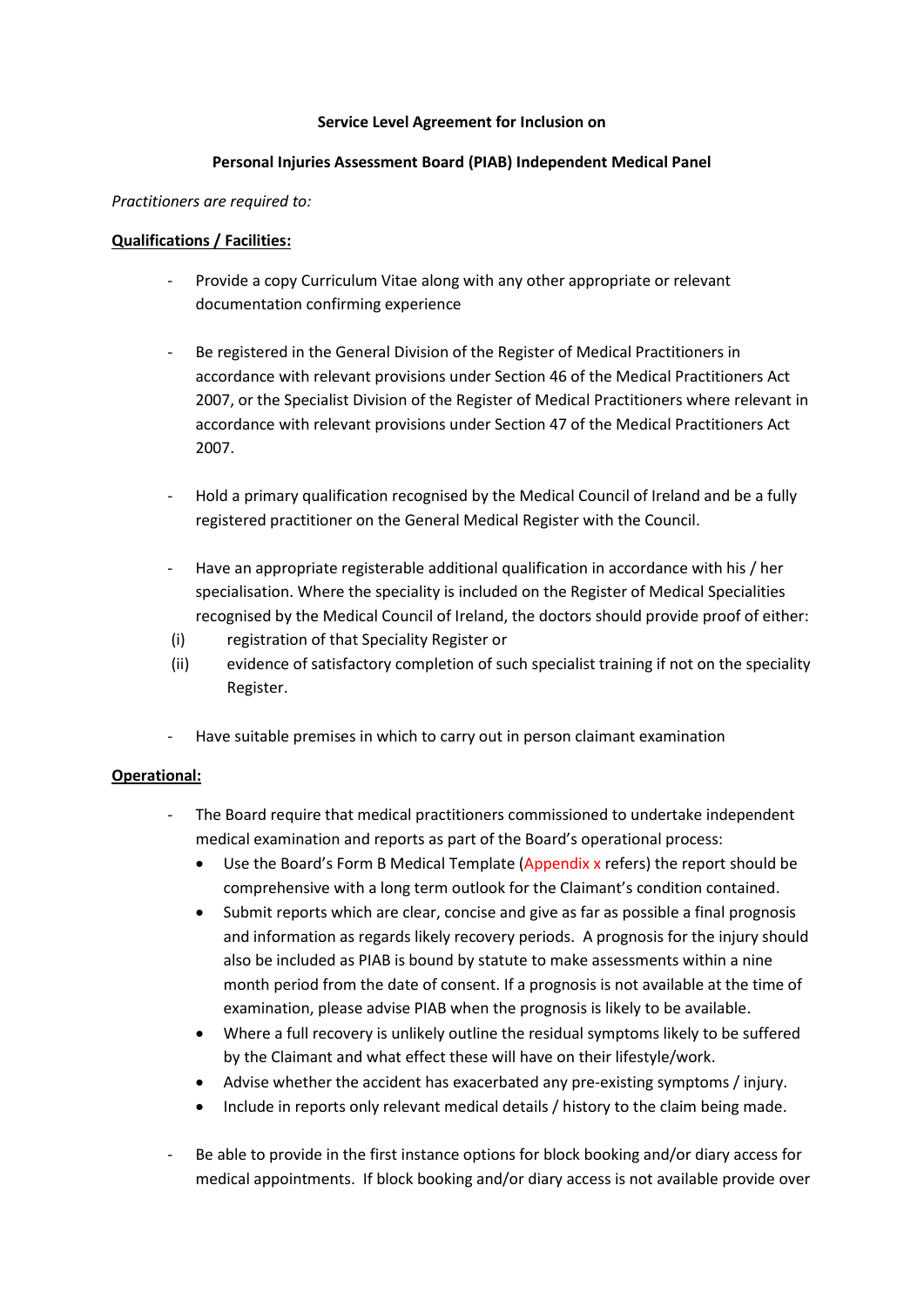**Service Level Agreement for Inclusion on**

**Personal Injuries Assessment Board (PIAB) Independent Medical Panel**

*Practitioners are required to:*

**Qualifications / Facilities:**

- Provide a copy Curriculum Vitae along with any other appropriate or relevant documentation confirming experience

- Be registered in the General Division of the Register of Medical Practitioners in accordance with relevant provisions under Section 46 of the Medical Practitioners Act 2007, or the Specialist Division of the Register of Medical Practitioners where relevant in accordance with relevant provisions under Section 47 of the Medical Practitioners Act 2007.

- Hold a primary qualification recognised by the Medical Council of Ireland and be a fully registered practitioner on the General Medical Register with the Council.

- Have an appropriate registerable additional qualification in accordance with his / her specialisation. Where the speciality is included on the Register of Medical Specialities recognised by the Medical Council of Ireland, the doctors should provide proof of either:
  (i) registration of that Speciality Register or
  (ii) evidence of satisfactory completion of such specialist training if not on the speciality Register.

- Have suitable premises in which to carry out in person claimant examination

**Operational:**

- The Board require that medical practitioners commissioned to undertake independent medical examination and reports as part of the Board's operational process:
  - Use the Board's Form B Medical Template (Appendix x refers) the report should be comprehensive with a long term outlook for the Claimant's condition contained.
  - Submit reports which are clear, concise and give as far as possible a final prognosis and information as regards likely recovery periods. A prognosis for the injury should also be included as PIAB is bound by statute to make assessments within a nine month period from the date of consent. If a prognosis is not available at the time of examination, please advise PIAB when the prognosis is likely to be available.
  - Where a full recovery is unlikely outline the residual symptoms likely to be suffered by the Claimant and what effect these will have on their lifestyle/work.
  - Advise whether the accident has exacerbated any pre-existing symptoms / injury.
  - Include in reports only relevant medical details / history to the claim being made.

- Be able to provide in the first instance options for block booking and/or diary access for medical appointments. If block booking and/or diary access is not available provide over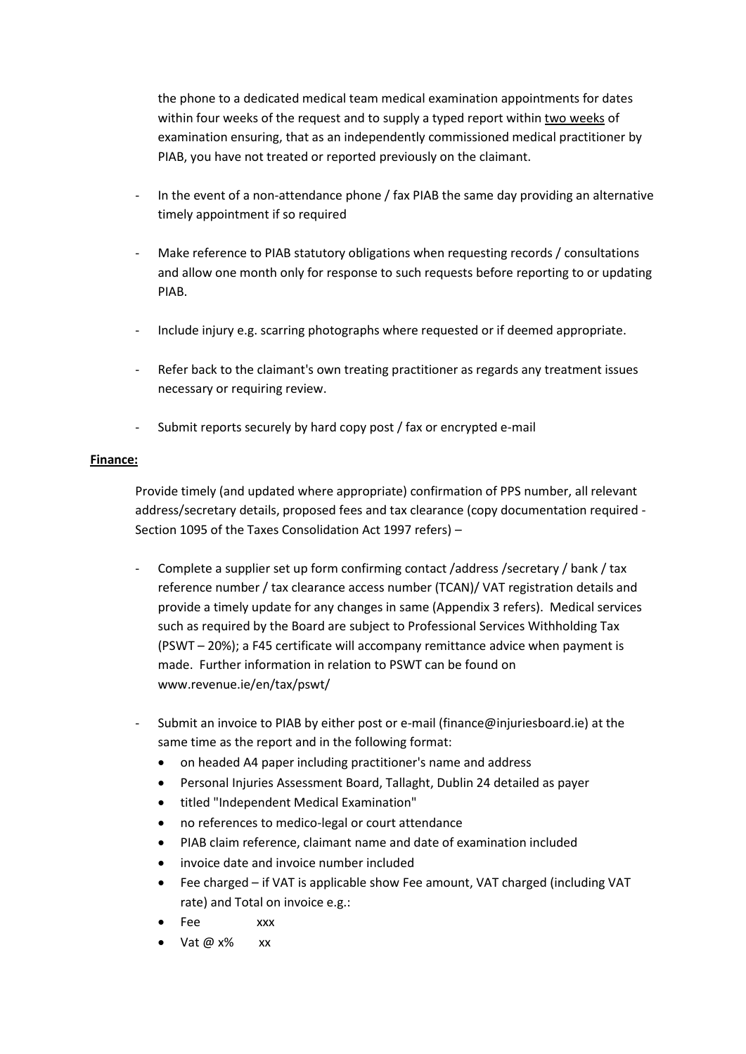the phone to a dedicated medical team medical examination appointments for dates within four weeks of the request and to supply a typed report within <u>two weeks</u> of examination ensuring, that as an independently commissioned medical practitioner by PIAB, you have not treated or reported previously on the claimant.

- In the event of a non-attendance phone / fax PIAB the same day providing an alternative timely appointment if so required

- Make reference to PIAB statutory obligations when requesting records / consultations and allow one month only for response to such requests before reporting to or updating PIAB.

- Include injury e.g. scarring photographs where requested or if deemed appropriate.

- Refer back to the claimant's own treating practitioner as regards any treatment issues necessary or requiring review.

- Submit reports securely by hard copy post / fax or encrypted e-mail

**Finance:**

Provide timely (and updated where appropriate) confirmation of PPS number, all relevant address/secretary details, proposed fees and tax clearance (copy documentation required - Section 1095 of the Taxes Consolidation Act 1997 refers) –

- Complete a supplier set up form confirming contact /address /secretary / bank / tax reference number / tax clearance access number (TCAN)/ VAT registration details and provide a timely update for any changes in same (Appendix 3 refers). Medical services such as required by the Board are subject to Professional Services Withholding Tax (PSWT – 20%); a F45 certificate will accompany remittance advice when payment is made. Further information in relation to PSWT can be found on www.revenue.ie/en/tax/pswt/

- Submit an invoice to PIAB by either post or e-mail (finance@injuriesboard.ie) at the same time as the report and in the following format:
  - on headed A4 paper including practitioner's name and address
  - Personal Injuries Assessment Board, Tallaght, Dublin 24 detailed as payer
  - titled "Independent Medical Examination"
  - no references to medico-legal or court attendance
  - PIAB claim reference, claimant name and date of examination included
  - invoice date and invoice number included
  - Fee charged – if VAT is applicable show Fee amount, VAT charged (including VAT rate) and Total on invoice e.g.:
  - Fee xxx
  - Vat @ x% xx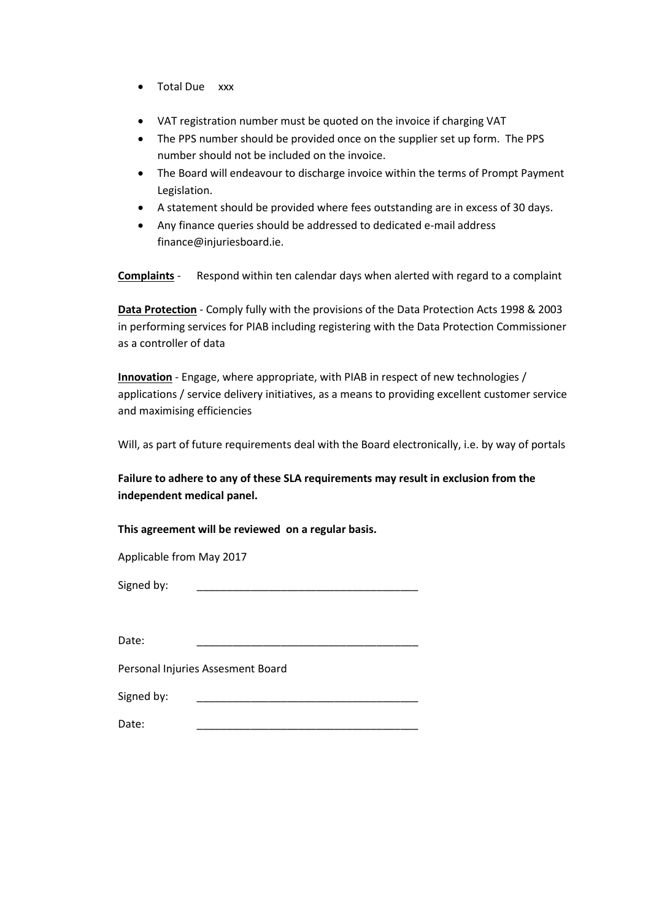- Total Due xxx

- VAT registration number must be quoted on the invoice if charging VAT
- The PPS number should be provided once on the supplier set up form. The PPS number should not be included on the invoice.
- The Board will endeavour to discharge invoice within the terms of Prompt Payment Legislation.
- A statement should be provided where fees outstanding are in excess of 30 days.
- Any finance queries should be addressed to dedicated e-mail address finance@injuriesboard.ie.

**Complaints** - Respond within ten calendar days when alerted with regard to a complaint

**Data Protection** - Comply fully with the provisions of the Data Protection Acts 1998 & 2003 in performing services for PIAB including registering with the Data Protection Commissioner as a controller of data

**Innovation** - Engage, where appropriate, with PIAB in respect of new technologies / applications / service delivery initiatives, as a means to providing excellent customer service and maximising efficiencies

Will, as part of future requirements deal with the Board electronically, i.e. by way of portals

**Failure to adhere to any of these SLA requirements may result in exclusion from the independent medical panel.**

**This agreement will be reviewed on a regular basis.**

Applicable from May 2017

Signed by: _____________________________________

Date: _____________________________________

Personal Injuries Assesment Board

Signed by: _____________________________________

Date: _____________________________________